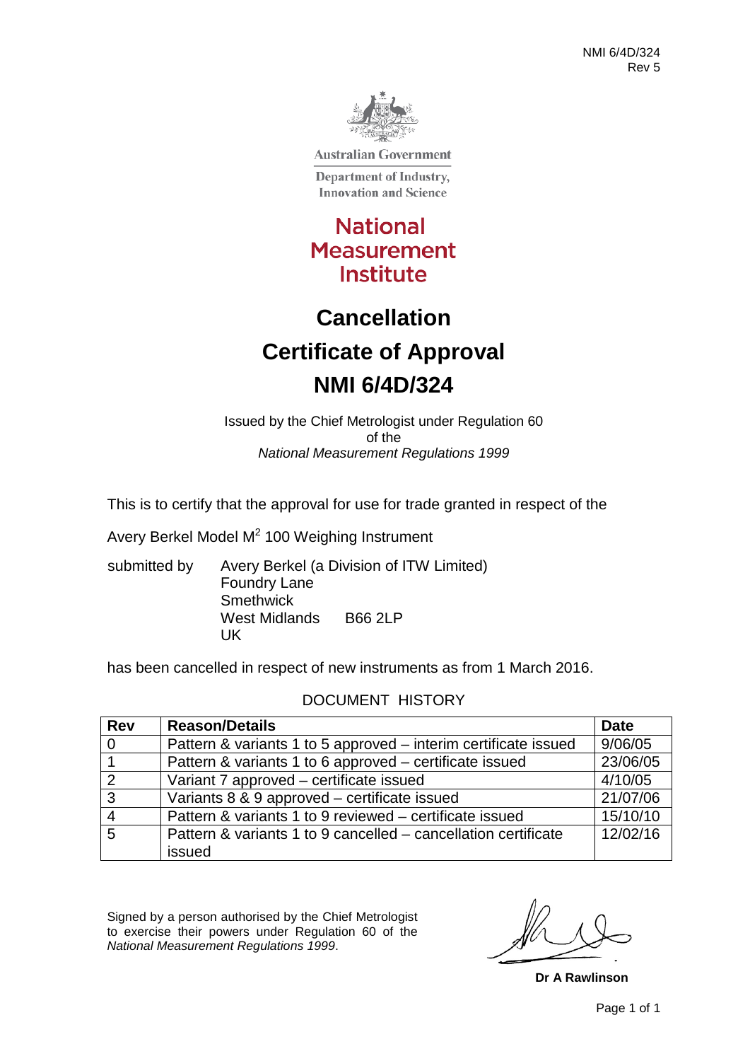Australian Government

Department of Industry, Innovation and Science

National Measurement Institute

# Cancellation

# Certificate of Approval

# NMI 6/4D/324

Issued by the Chief Metrologist under Regulation 60 of the *National Measurement Regulations 1999*

This is to certify that the approval for use for trade granted in respect of the

Avery Berkel Model $M^2$ 100 Weighing Instrument

submitted by Avery Berkel (a Division of ITW Limited)
Foundry Lane
Smethwick
West Midlands B66 2LP
UK

has been cancelled in respect of new instruments as from 1 March 2016.

DOCUMENT HISTORY

| Rev | Reason/Details | Date |
|---|---|---|
| 0 | Pattern & variants 1 to 5 approved – interim certificate issued | 9/06/05 |
| 1 | Pattern & variants 1 to 6 approved – certificate issued | 23/06/05 |
| 2 | Variant 7 approved – certificate issued | 4/10/05 |
| 3 | Variants 8 & 9 approved – certificate issued | 21/07/06 |
| 4 | Pattern & variants 1 to 9 reviewed – certificate issued | 15/10/10 |
| 5 | Pattern & variants 1 to 9 cancelled – cancellation certificate issued | 12/02/16 |

Signed by a person authorised by the Chief Metrologist to exercise their powers under Regulation 60 of the *National Measurement Regulations 1999*.

**Dr A Rawlinson**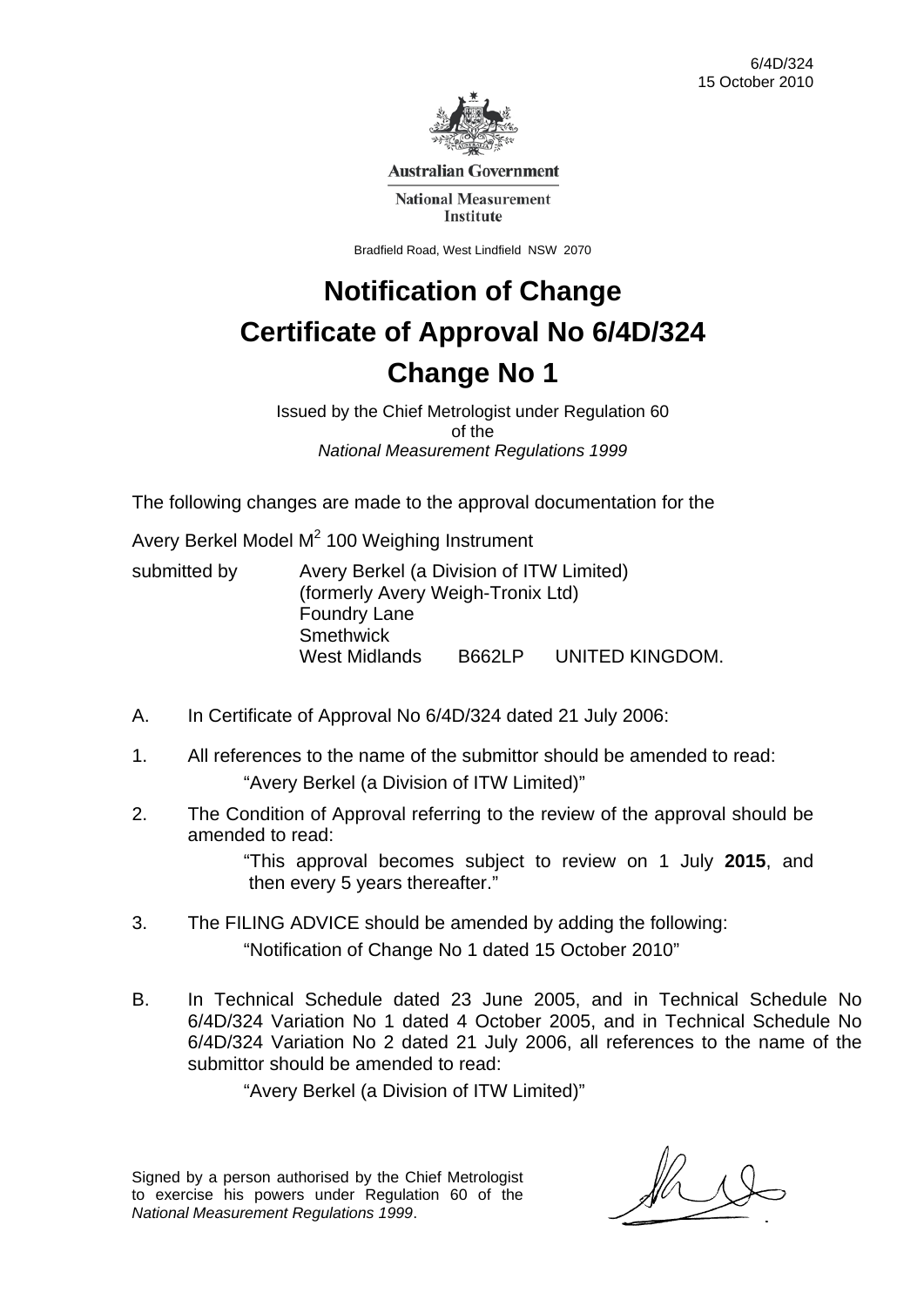6/4D/324
15 October 2010

Australian Government

National Measurement Institute

Bradfield Road, West Lindfield NSW 2070

# Notification of Change
# Certificate of Approval No 6/4D/324
# Change No 1

Issued by the Chief Metrologist under Regulation 60
of the
*National Measurement Regulations 1999*

The following changes are made to the approval documentation for the

Avery Berkel Model $M^2$ 100 Weighing Instrument

submitted by Avery Berkel (a Division of ITW Limited)
(formerly Avery Weigh-Tronix Ltd)
Foundry Lane
Smethwick
West Midlands B662LP UNITED KINGDOM.

A. In Certificate of Approval No 6/4D/324 dated 21 July 2006:

1. All references to the name of the submittor should be amended to read:

   "Avery Berkel (a Division of ITW Limited)"

2. The Condition of Approval referring to the review of the approval should be amended to read:

   "This approval becomes subject to review on 1 July **2015**, and then every 5 years thereafter."

3. The FILING ADVICE should be amended by adding the following:

   "Notification of Change No 1 dated 15 October 2010"

B. In Technical Schedule dated 23 June 2005, and in Technical Schedule No 6/4D/324 Variation No 1 dated 4 October 2005, and in Technical Schedule No 6/4D/324 Variation No 2 dated 21 July 2006, all references to the name of the submittor should be amended to read:

   "Avery Berkel (a Division of ITW Limited)"

Signed by a person authorised by the Chief Metrologist to exercise his powers under Regulation 60 of the *National Measurement Regulations 1999*.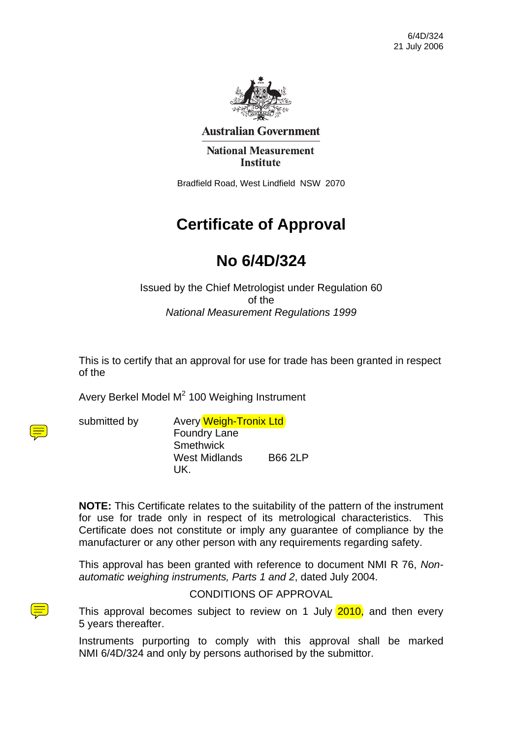6/4D/324
21 July 2006

**Australian Government**

**National Measurement Institute**

Bradfield Road, West Lindfield NSW 2070

# Certificate of Approval

# No 6/4D/324

Issued by the Chief Metrologist under Regulation 60
of the
*National Measurement Regulations 1999*

This is to certify that an approval for use for trade has been granted in respect of the

Avery Berkel Model $M^2$ 100 Weighing Instrument

submitted by Avery Weigh-Tronix Ltd
Foundry Lane
Smethwick
West Midlands B66 2LP
UK.

**NOTE:** This Certificate relates to the suitability of the pattern of the instrument for use for trade only in respect of its metrological characteristics. This Certificate does not constitute or imply any guarantee of compliance by the manufacturer or any other person with any requirements regarding safety.

This approval has been granted with reference to document NMI R 76, *Non-automatic weighing instruments, Parts 1 and 2*, dated July 2004.

CONDITIONS OF APPROVAL

This approval becomes subject to review on 1 July 2010, and then every 5 years thereafter.

Instruments purporting to comply with this approval shall be marked NMI 6/4D/324 and only by persons authorised by the submittor.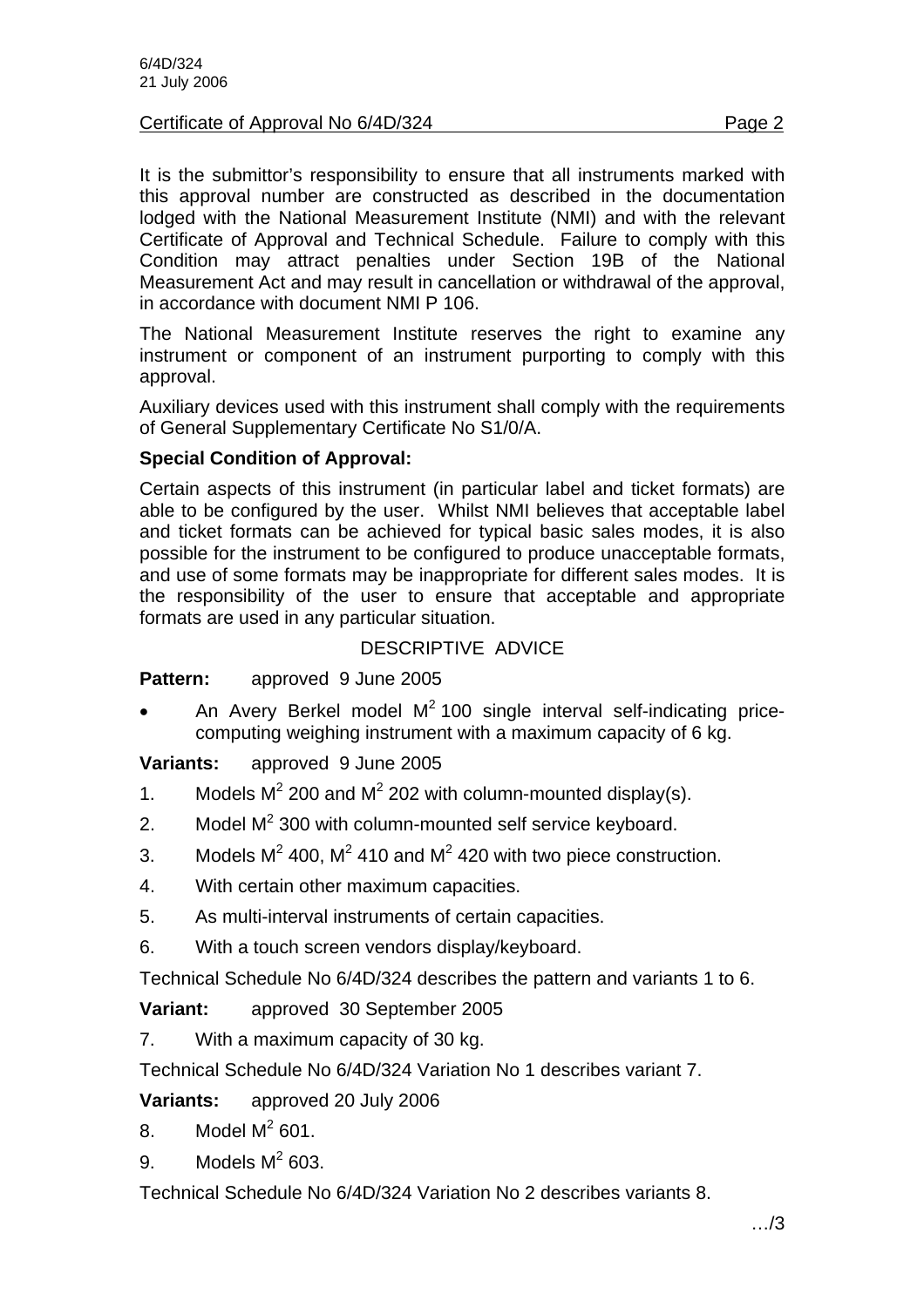It is the submittor's responsibility to ensure that all instruments marked with this approval number are constructed as described in the documentation lodged with the National Measurement Institute (NMI) and with the relevant Certificate of Approval and Technical Schedule. Failure to comply with this Condition may attract penalties under Section 19B of the National Measurement Act and may result in cancellation or withdrawal of the approval, in accordance with document NMI P 106.

The National Measurement Institute reserves the right to examine any instrument or component of an instrument purporting to comply with this approval.

Auxiliary devices used with this instrument shall comply with the requirements of General Supplementary Certificate No S1/0/A.

**Special Condition of Approval:**

Certain aspects of this instrument (in particular label and ticket formats) are able to be configured by the user. Whilst NMI believes that acceptable label and ticket formats can be achieved for typical basic sales modes, it is also possible for the instrument to be configured to produce unacceptable formats, and use of some formats may be inappropriate for different sales modes. It is the responsibility of the user to ensure that acceptable and appropriate formats are used in any particular situation.

DESCRIPTIVE ADVICE

**Pattern:** approved 9 June 2005

- An Avery Berkel model $M^2$ 100 single interval self-indicating price-computing weighing instrument with a maximum capacity of 6 kg.

**Variants:** approved 9 June 2005

1. Models $M^2$ 200 and $M^2$ 202 with column-mounted display(s).
2. Model $M^2$ 300 with column-mounted self service keyboard.
3. Models $M^2$ 400, $M^2$ 410 and $M^2$ 420 with two piece construction.
4. With certain other maximum capacities.
5. As multi-interval instruments of certain capacities.
6. With a touch screen vendors display/keyboard.

Technical Schedule No 6/4D/324 describes the pattern and variants 1 to 6.

**Variant:** approved 30 September 2005

7. With a maximum capacity of 30 kg.

Technical Schedule No 6/4D/324 Variation No 1 describes variant 7.

**Variants:** approved 20 July 2006

8. Model $M^2$ 601.
9. Models $M^2$ 603.

Technical Schedule No 6/4D/324 Variation No 2 describes variants 8.

…/3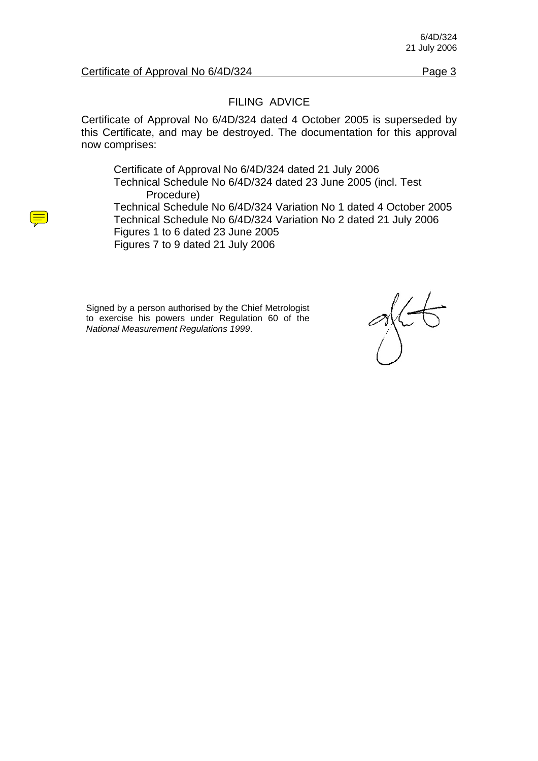## FILING ADVICE

Certificate of Approval No 6/4D/324 dated 4 October 2005 is superseded by this Certificate, and may be destroyed. The documentation for this approval now comprises:

- Certificate of Approval No 6/4D/324 dated 21 July 2006
- Technical Schedule No 6/4D/324 dated 23 June 2005 (incl. Test Procedure)
- Technical Schedule No 6/4D/324 Variation No 1 dated 4 October 2005
- Technical Schedule No 6/4D/324 Variation No 2 dated 21 July 2006
- Figures 1 to 6 dated 23 June 2005
- Figures 7 to 9 dated 21 July 2006

Signed by a person authorised by the Chief Metrologist to exercise his powers under Regulation 60 of the *National Measurement Regulations 1999*.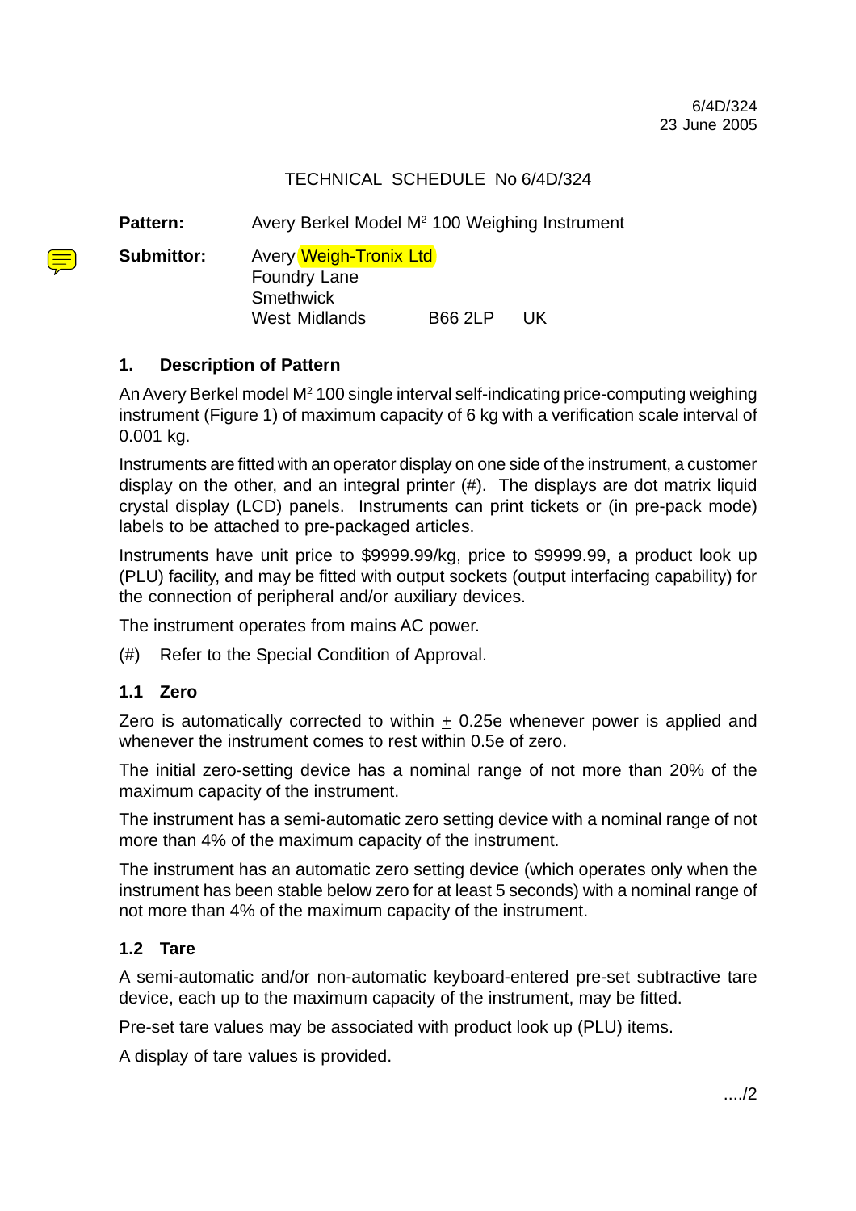6/4D/324
23 June 2005

TECHNICAL SCHEDULE No 6/4D/324

**Pattern:** Avery Berkel Model M$^2$ 100 Weighing Instrument

**Submittor:** Avery Weigh-Tronix Ltd
Foundry Lane
Smethwick
West Midlands B66 2LP UK

## 1. Description of Pattern

An Avery Berkel model M$^2$ 100 single interval self-indicating price-computing weighing instrument (Figure 1) of maximum capacity of 6 kg with a verification scale interval of 0.001 kg.

Instruments are fitted with an operator display on one side of the instrument, a customer display on the other, and an integral printer (#). The displays are dot matrix liquid crystal display (LCD) panels. Instruments can print tickets or (in pre-pack mode) labels to be attached to pre-packaged articles.

Instruments have unit price to $9999.99/kg, price to $9999.99, a product look up (PLU) facility, and may be fitted with output sockets (output interfacing capability) for the connection of peripheral and/or auxiliary devices.

The instrument operates from mains AC power.

(#) Refer to the Special Condition of Approval.

### 1.1 Zero

Zero is automatically corrected to within $\pm$ 0.25e whenever power is applied and whenever the instrument comes to rest within 0.5e of zero.

The initial zero-setting device has a nominal range of not more than 20% of the maximum capacity of the instrument.

The instrument has a semi-automatic zero setting device with a nominal range of not more than 4% of the maximum capacity of the instrument.

The instrument has an automatic zero setting device (which operates only when the instrument has been stable below zero for at least 5 seconds) with a nominal range of not more than 4% of the maximum capacity of the instrument.

### 1.2 Tare

A semi-automatic and/or non-automatic keyboard-entered pre-set subtractive tare device, each up to the maximum capacity of the instrument, may be fitted.

Pre-set tare values may be associated with product look up (PLU) items.

A display of tare values is provided.

..../2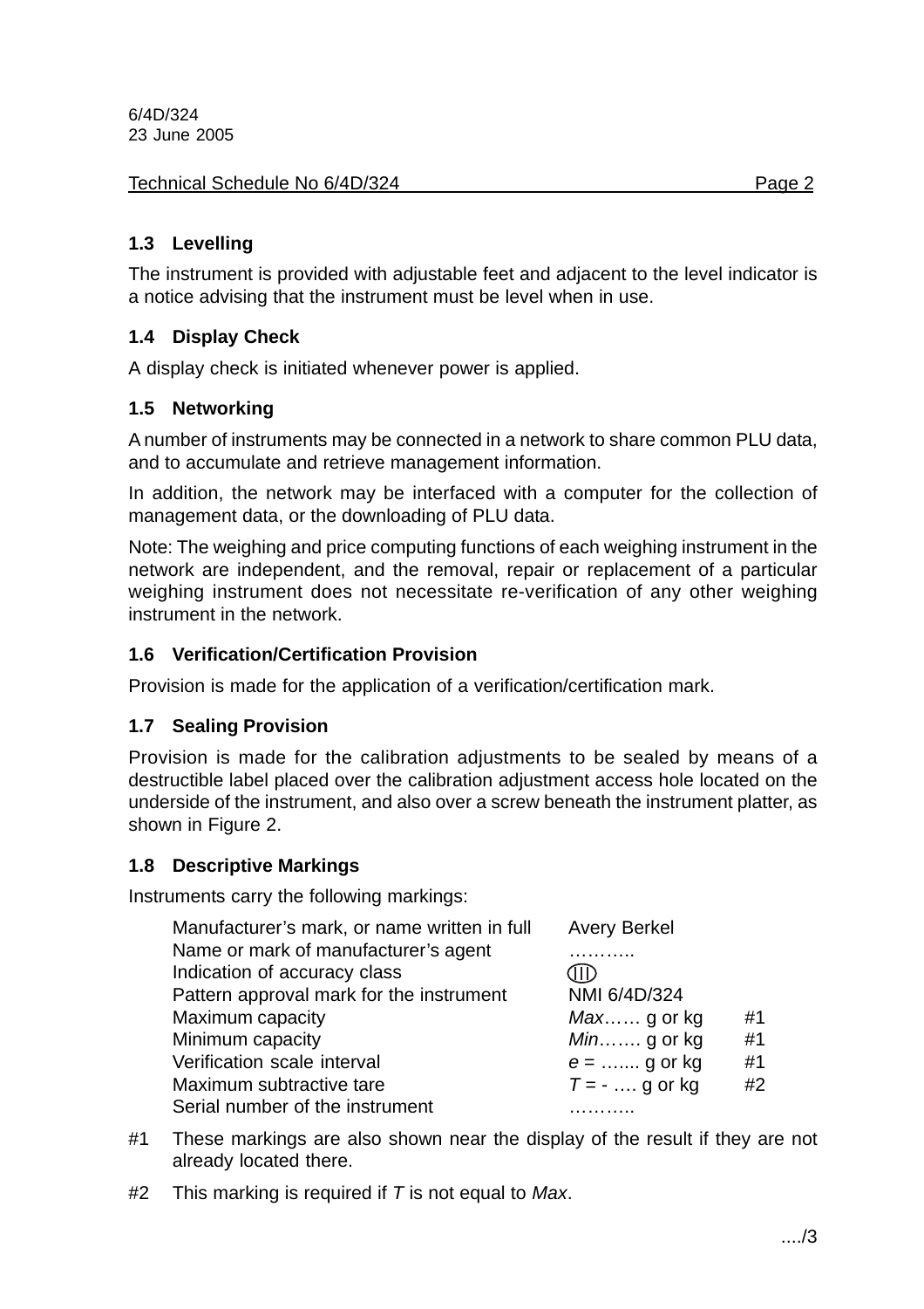### 1.3 Levelling

The instrument is provided with adjustable feet and adjacent to the level indicator is a notice advising that the instrument must be level when in use.

### 1.4 Display Check

A display check is initiated whenever power is applied.

### 1.5 Networking

A number of instruments may be connected in a network to share common PLU data, and to accumulate and retrieve management information.

In addition, the network may be interfaced with a computer for the collection of management data, or the downloading of PLU data.

Note: The weighing and price computing functions of each weighing instrument in the network are independent, and the removal, repair or replacement of a particular weighing instrument does not necessitate re-verification of any other weighing instrument in the network.

### 1.6 Verification/Certification Provision

Provision is made for the application of a verification/certification mark.

### 1.7 Sealing Provision

Provision is made for the calibration adjustments to be sealed by means of a destructible label placed over the calibration adjustment access hole located on the underside of the instrument, and also over a screw beneath the instrument platter, as shown in Figure 2.

### 1.8 Descriptive Markings

Instruments carry the following markings:

| | | |
|---|---|---|
| Manufacturer's mark, or name written in full | Avery Berkel | |
| Name or mark of manufacturer's agent | ……….. | |
| Indication of accuracy class | (III) | |
| Pattern approval mark for the instrument | NMI 6/4D/324 | |
| Maximum capacity | *Max*…… g or kg | #1 |
| Minimum capacity | *Min*……. g or kg | #1 |
| Verification scale interval | *e* = ….... g or kg | #1 |
| Maximum subtractive tare | *T* = - …. g or kg | #2 |
| Serial number of the instrument | ……….. | |

#1 These markings are also shown near the display of the result if they are not already located there.

#2 This marking is required if *T* is not equal to *Max*.

..../3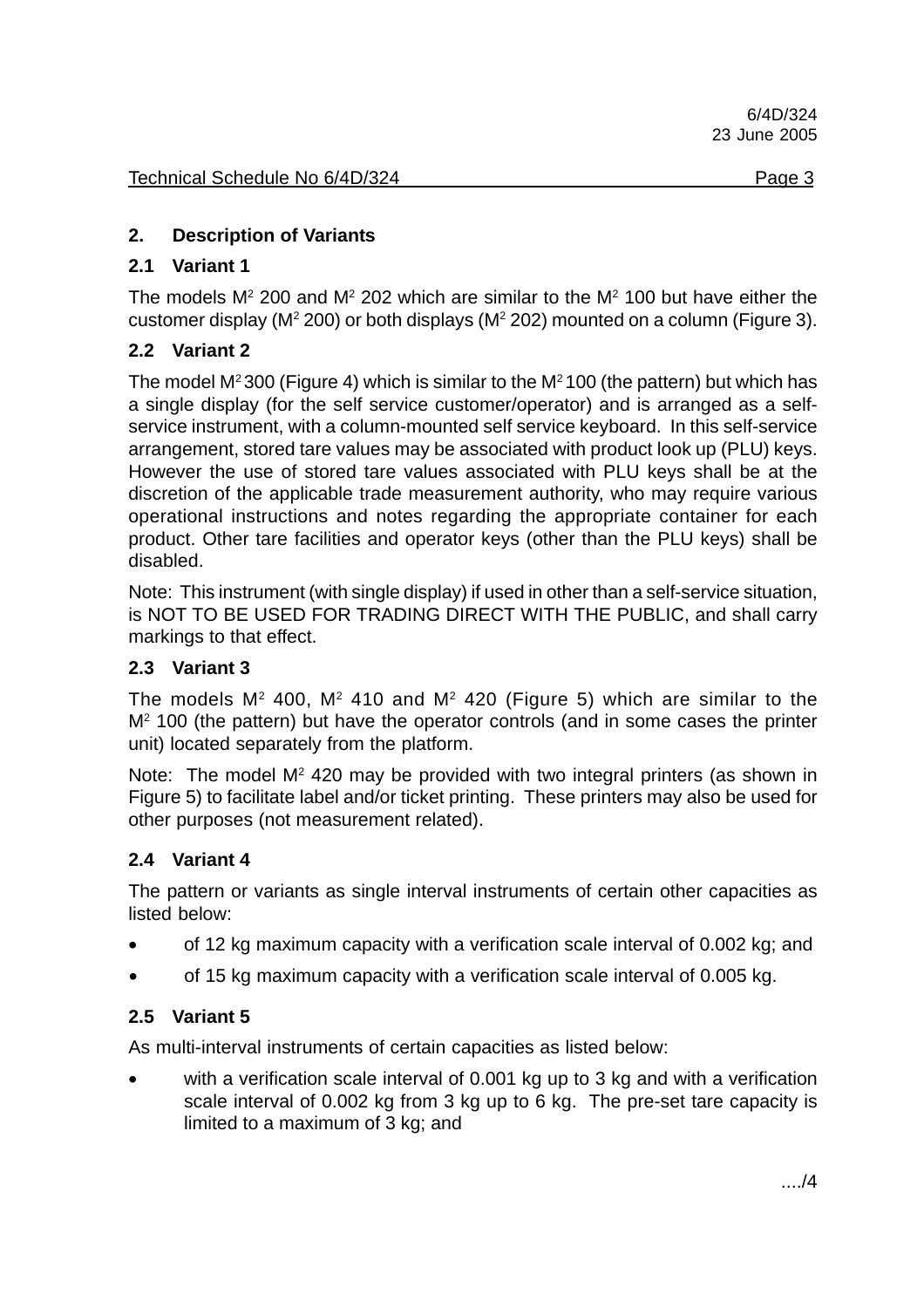## 2. Description of Variants

### 2.1 Variant 1

The models $M^2$ 200 and $M^2$ 202 which are similar to the $M^2$ 100 but have either the customer display ($M^2$ 200) or both displays ($M^2$ 202) mounted on a column (Figure 3).

### 2.2 Variant 2

The model $M^2$ 300 (Figure 4) which is similar to the $M^2$ 100 (the pattern) but which has a single display (for the self service customer/operator) and is arranged as a self-service instrument, with a column-mounted self service keyboard. In this self-service arrangement, stored tare values may be associated with product look up (PLU) keys. However the use of stored tare values associated with PLU keys shall be at the discretion of the applicable trade measurement authority, who may require various operational instructions and notes regarding the appropriate container for each product. Other tare facilities and operator keys (other than the PLU keys) shall be disabled.

Note: This instrument (with single display) if used in other than a self-service situation, is NOT TO BE USED FOR TRADING DIRECT WITH THE PUBLIC, and shall carry markings to that effect.

### 2.3 Variant 3

The models $M^2$ 400, $M^2$ 410 and $M^2$ 420 (Figure 5) which are similar to the $M^2$ 100 (the pattern) but have the operator controls (and in some cases the printer unit) located separately from the platform.

Note: The model $M^2$ 420 may be provided with two integral printers (as shown in Figure 5) to facilitate label and/or ticket printing. These printers may also be used for other purposes (not measurement related).

### 2.4 Variant 4

The pattern or variants as single interval instruments of certain other capacities as listed below:

- of 12 kg maximum capacity with a verification scale interval of 0.002 kg; and
- of 15 kg maximum capacity with a verification scale interval of 0.005 kg.

### 2.5 Variant 5

As multi-interval instruments of certain capacities as listed below:

- with a verification scale interval of 0.001 kg up to 3 kg and with a verification scale interval of 0.002 kg from 3 kg up to 6 kg. The pre-set tare capacity is limited to a maximum of 3 kg; and

..../4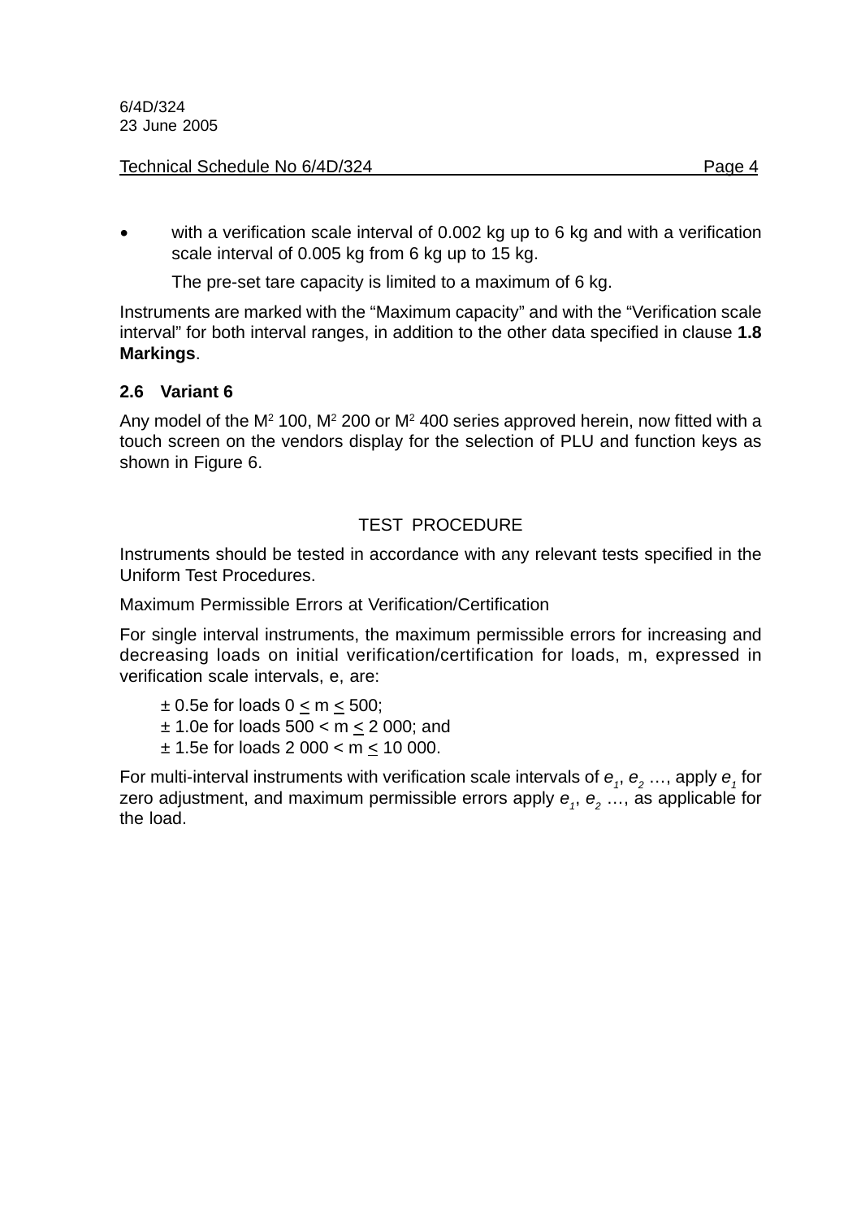- with a verification scale interval of 0.002 kg up to 6 kg and with a verification scale interval of 0.005 kg from 6 kg up to 15 kg.

  The pre-set tare capacity is limited to a maximum of 6 kg.

Instruments are marked with the “Maximum capacity” and with the “Verification scale interval” for both interval ranges, in addition to the other data specified in clause **1.8 Markings**.

### 2.6 Variant 6

Any model of the M[2] 100, M[2] 200 or M[2] 400 series approved herein, now fitted with a touch screen on the vendors display for the selection of PLU and function keys as shown in Figure 6.

## TEST PROCEDURE

Instruments should be tested in accordance with any relevant tests specified in the Uniform Test Procedures.

Maximum Permissible Errors at Verification/Certification

For single interval instruments, the maximum permissible errors for increasing and decreasing loads on initial verification/certification for loads, m, expressed in verification scale intervals, e, are:

± 0.5e for loads $0 \leq m \leq 500$;
± 1.0e for loads $500 < m \leq 2\,000$; and
± 1.5e for loads $2\,000 < m \leq 10\,000$.

For multi-interval instruments with verification scale intervals of $e_1$, $e_2$ …, apply $e_1$ for zero adjustment, and maximum permissible errors apply $e_1$, $e_2$ …, as applicable for the load.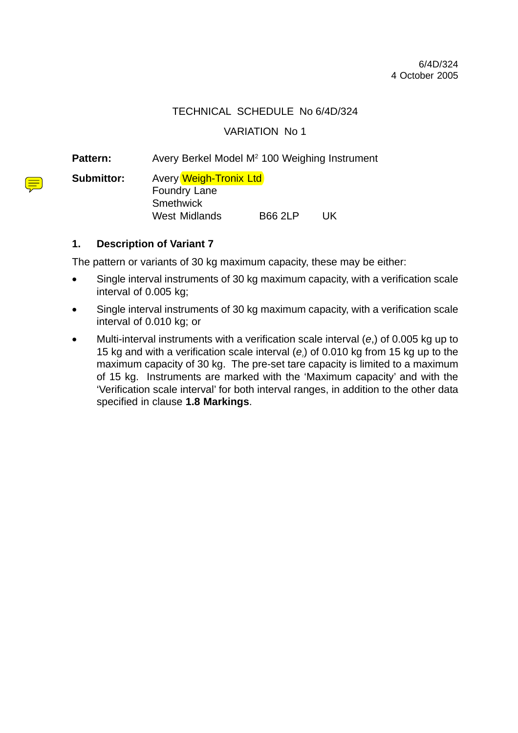6/4D/324
4 October 2005

TECHNICAL SCHEDULE No 6/4D/324

VARIATION No 1

**Pattern:** Avery Berkel Model M[2] 100 Weighing Instrument

**Submittor:** Avery Weigh-Tronix Ltd
Foundry Lane
Smethwick
West Midlands B66 2LP UK

## 1. Description of Variant 7

The pattern or variants of 30 kg maximum capacity, these may be either:

- Single interval instruments of 30 kg maximum capacity, with a verification scale interval of 0.005 kg;
- Single interval instruments of 30 kg maximum capacity, with a verification scale interval of 0.010 kg; or
- Multi-interval instruments with a verification scale interval ($e_1$) of 0.005 kg up to 15 kg and with a verification scale interval ($e_2$) of 0.010 kg from 15 kg up to the maximum capacity of 30 kg. The pre-set tare capacity is limited to a maximum of 15 kg. Instruments are marked with the 'Maximum capacity' and with the 'Verification scale interval' for both interval ranges, in addition to the other data specified in clause **1.8 Markings**.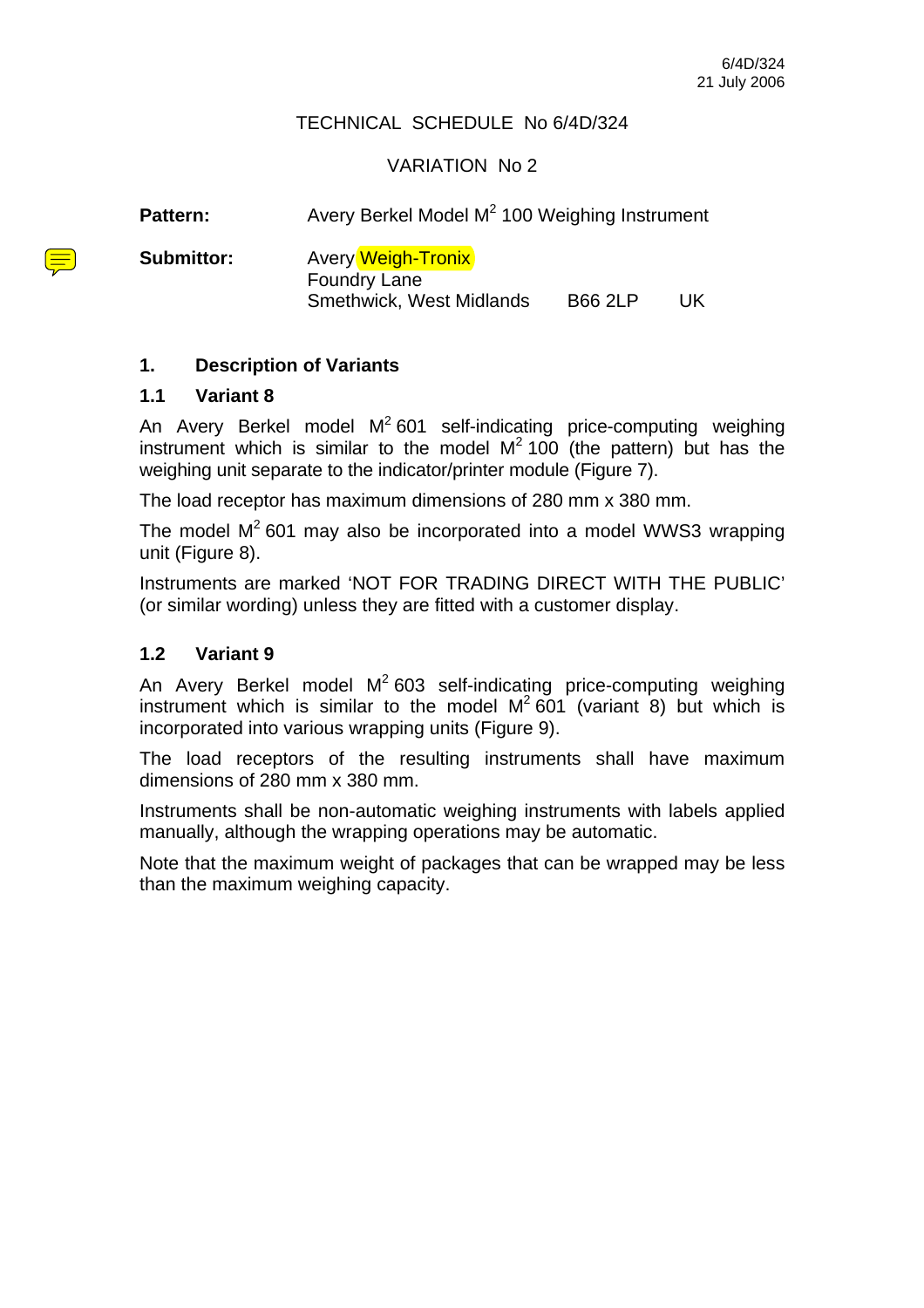6/4D/324
21 July 2006

TECHNICAL SCHEDULE No 6/4D/324

VARIATION No 2

**Pattern:** Avery Berkel Model $M^2$ 100 Weighing Instrument

**Submittor:** Avery Weigh-Tronix
Foundry Lane
Smethwick, West Midlands B66 2LP UK

## 1. Description of Variants

### 1.1 Variant 8

An Avery Berkel model $M^2$ 601 self-indicating price-computing weighing instrument which is similar to the model $M^2$ 100 (the pattern) but has the weighing unit separate to the indicator/printer module (Figure 7).

The load receptor has maximum dimensions of 280 mm x 380 mm.

The model $M^2$ 601 may also be incorporated into a model WWS3 wrapping unit (Figure 8).

Instruments are marked 'NOT FOR TRADING DIRECT WITH THE PUBLIC' (or similar wording) unless they are fitted with a customer display.

### 1.2 Variant 9

An Avery Berkel model $M^2$ 603 self-indicating price-computing weighing instrument which is similar to the model $M^2$ 601 (variant 8) but which is incorporated into various wrapping units (Figure 9).

The load receptors of the resulting instruments shall have maximum dimensions of 280 mm x 380 mm.

Instruments shall be non-automatic weighing instruments with labels applied manually, although the wrapping operations may be automatic.

Note that the maximum weight of packages that can be wrapped may be less than the maximum weighing capacity.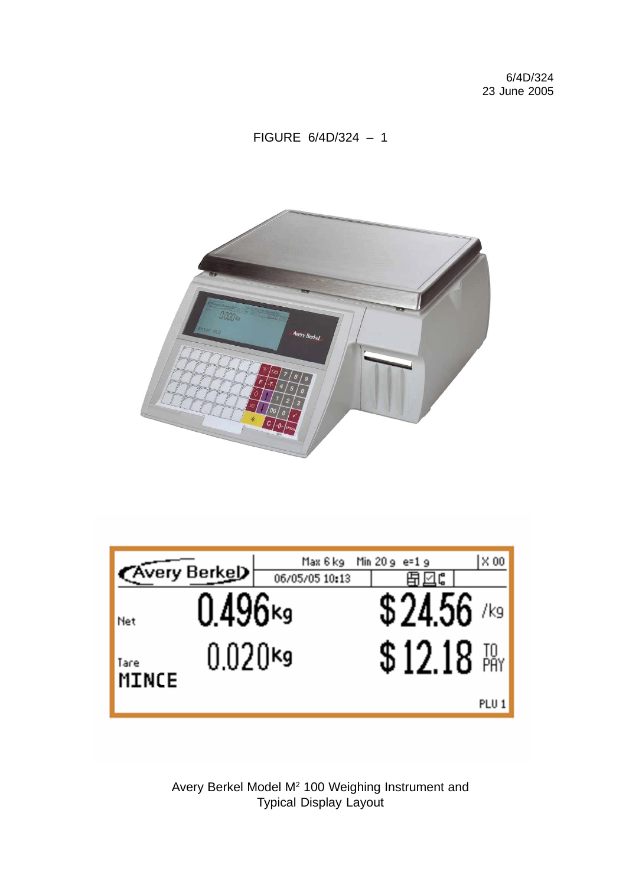6/4D/324
23 June 2005

FIGURE 6/4D/324 – 1

Avery Berkel Model M$^2$ 100 Weighing Instrument and Typical Display Layout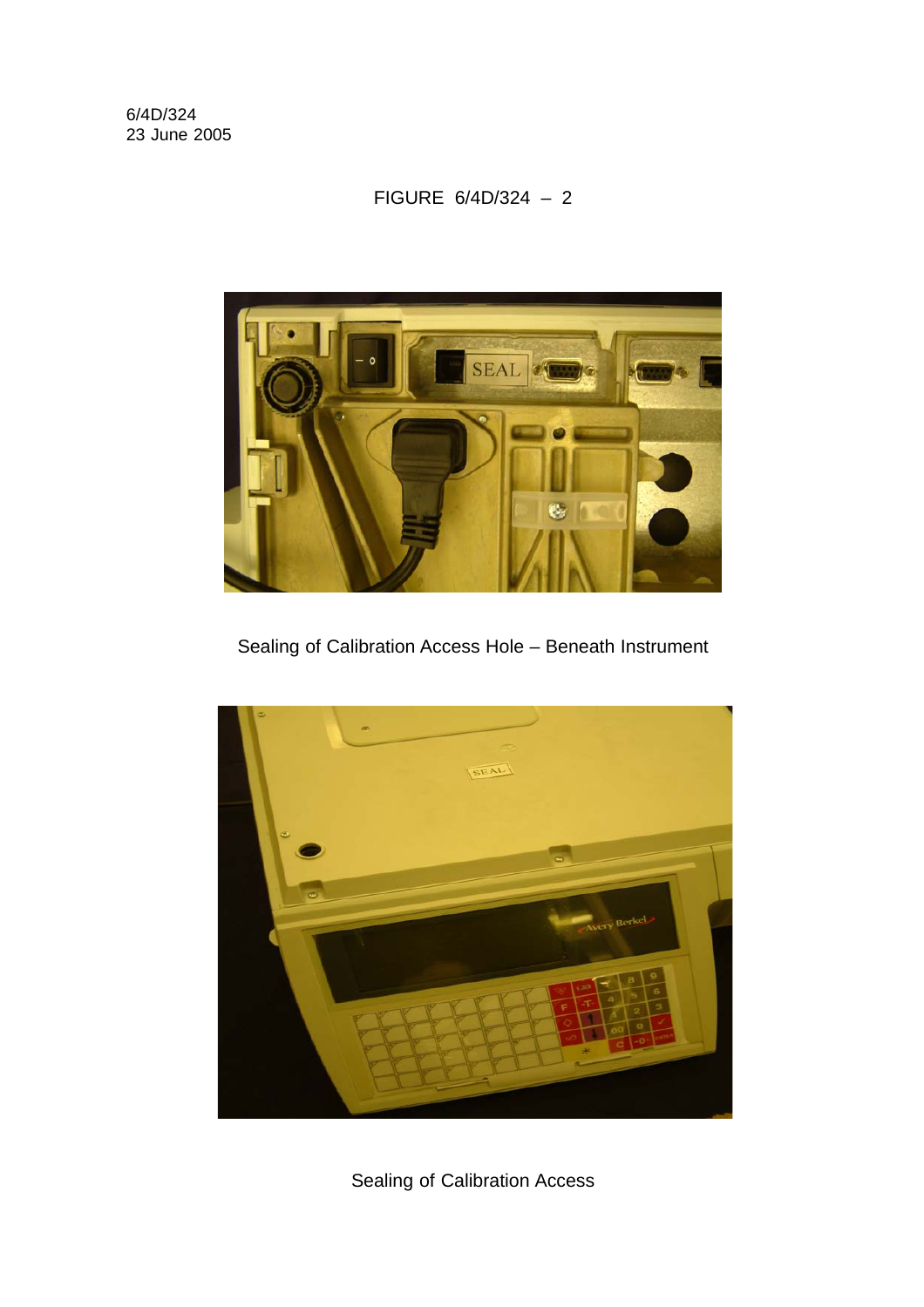6/4D/324
23 June 2005

FIGURE 6/4D/324 – 2

Sealing of Calibration Access Hole – Beneath Instrument

Sealing of Calibration Access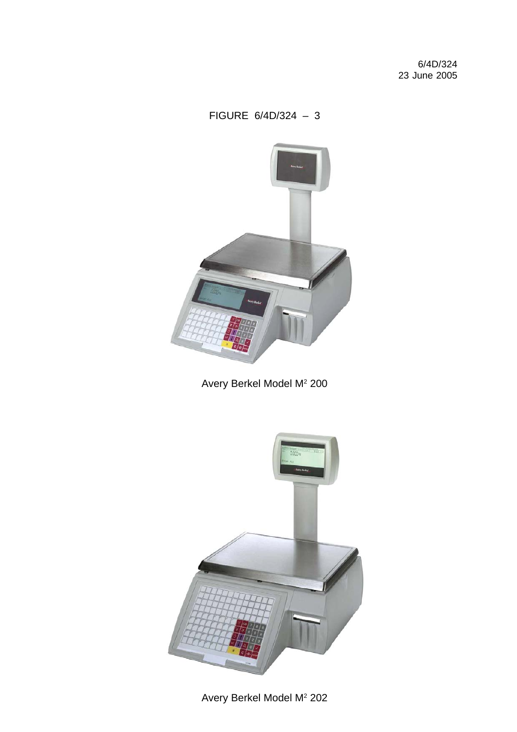6/4D/324
23 June 2005

FIGURE 6/4D/324 – 3

Avery Berkel Model $M^2$ 200

Avery Berkel Model $M^2$ 202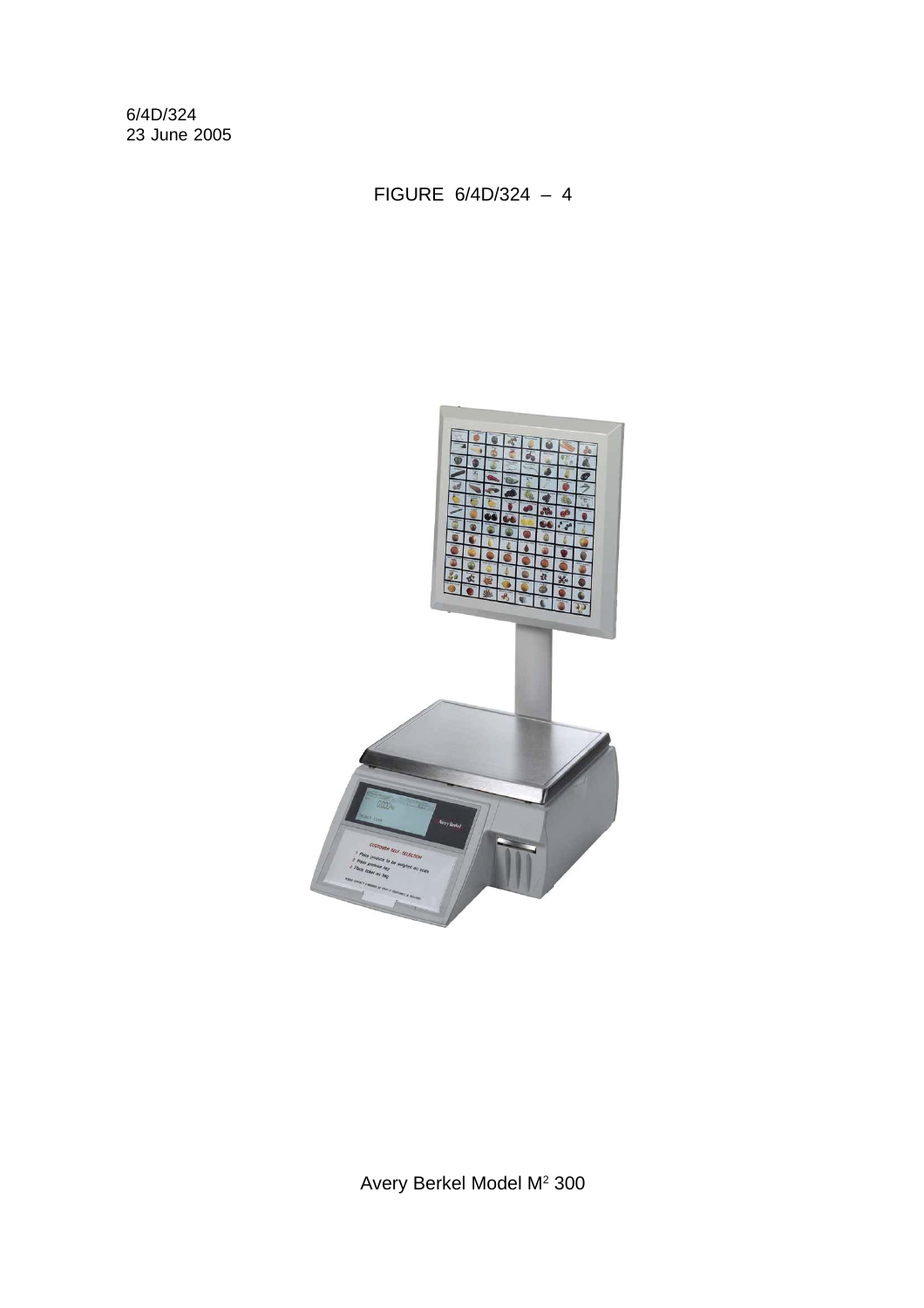6/4D/324
23 June 2005

FIGURE 6/4D/324 – 4

Avery Berkel Model $M^2$ 300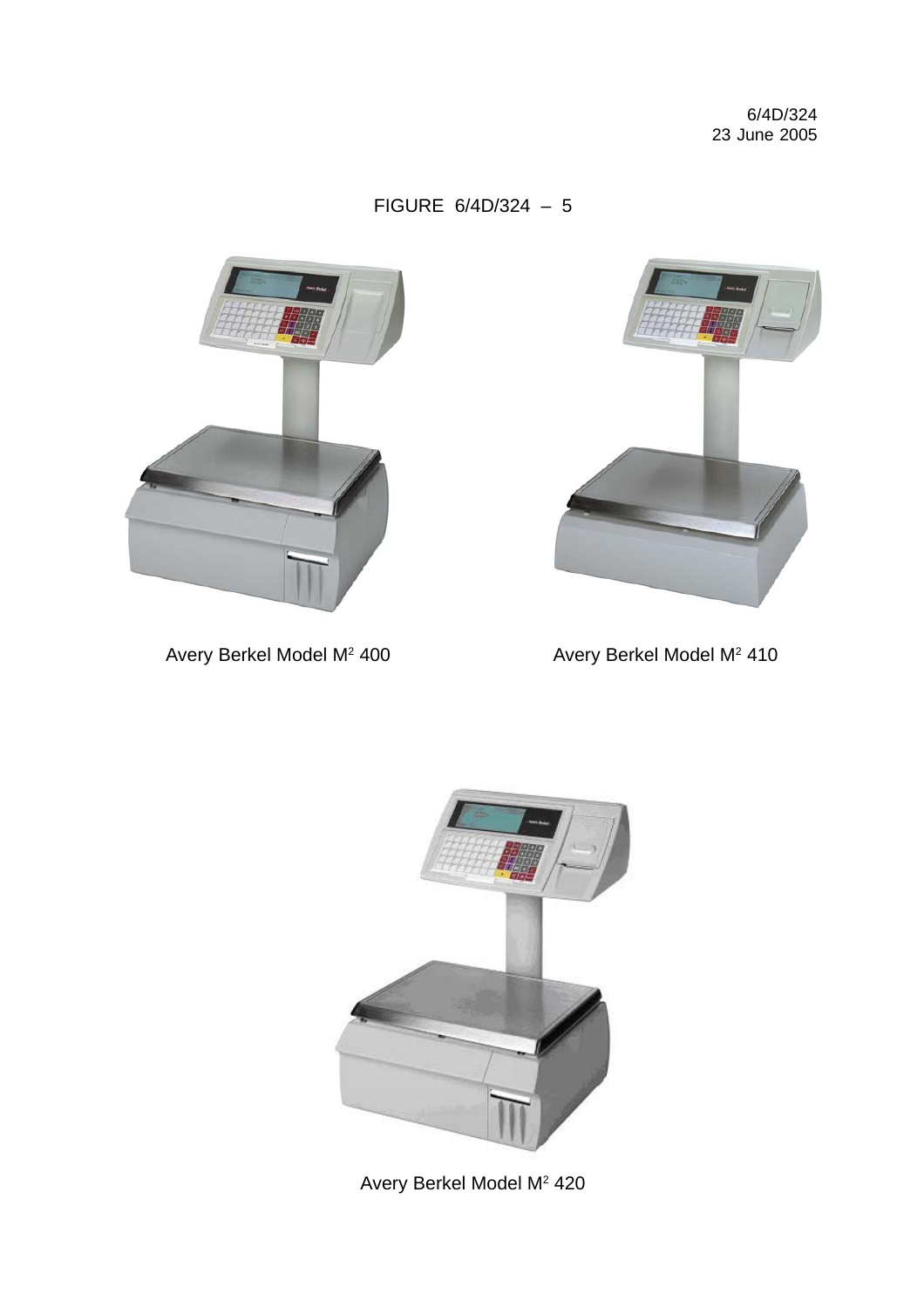FIGURE 6/4D/324 – 5

Avery Berkel Model $M^2$ 400

Avery Berkel Model $M^2$ 410

Avery Berkel Model $M^2$ 420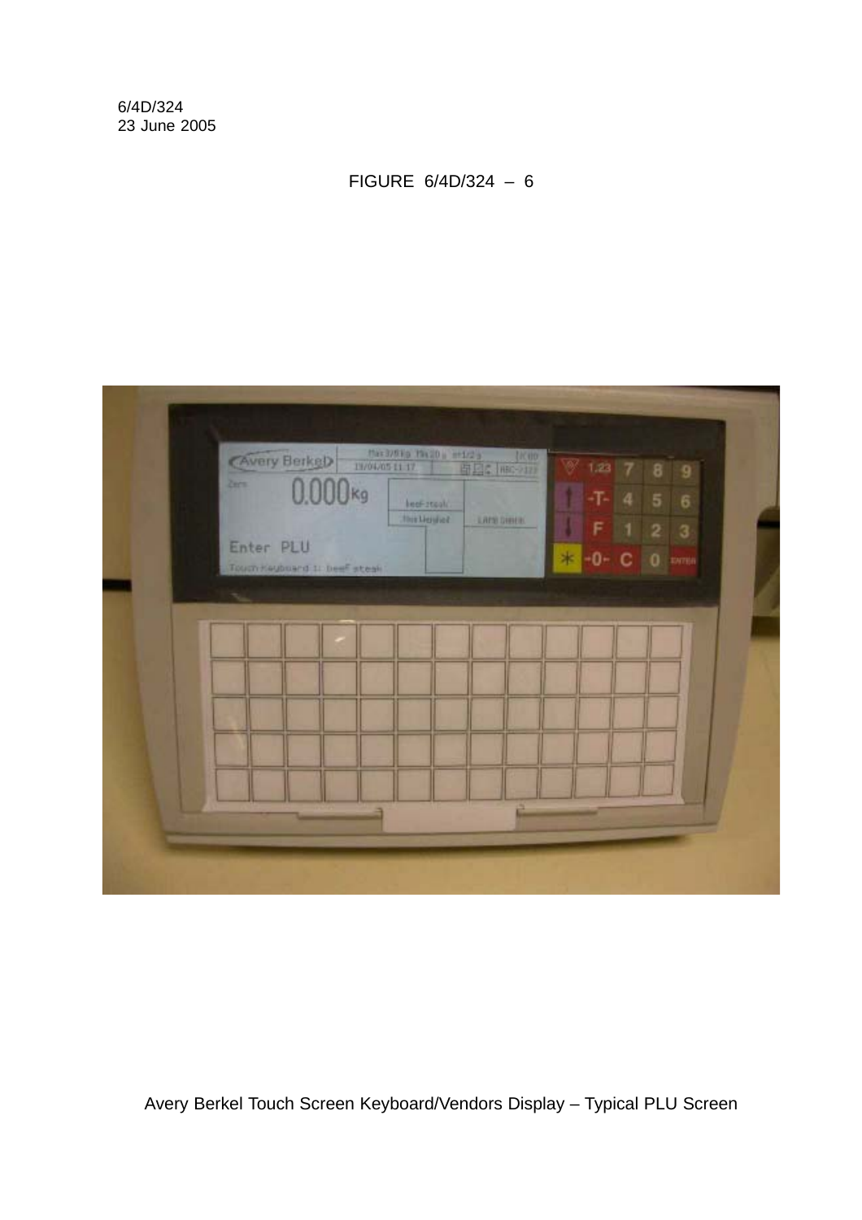6/4D/324
23 June 2005

FIGURE 6/4D/324 – 6

Avery Berkel Touch Screen Keyboard/Vendors Display – Typical PLU Screen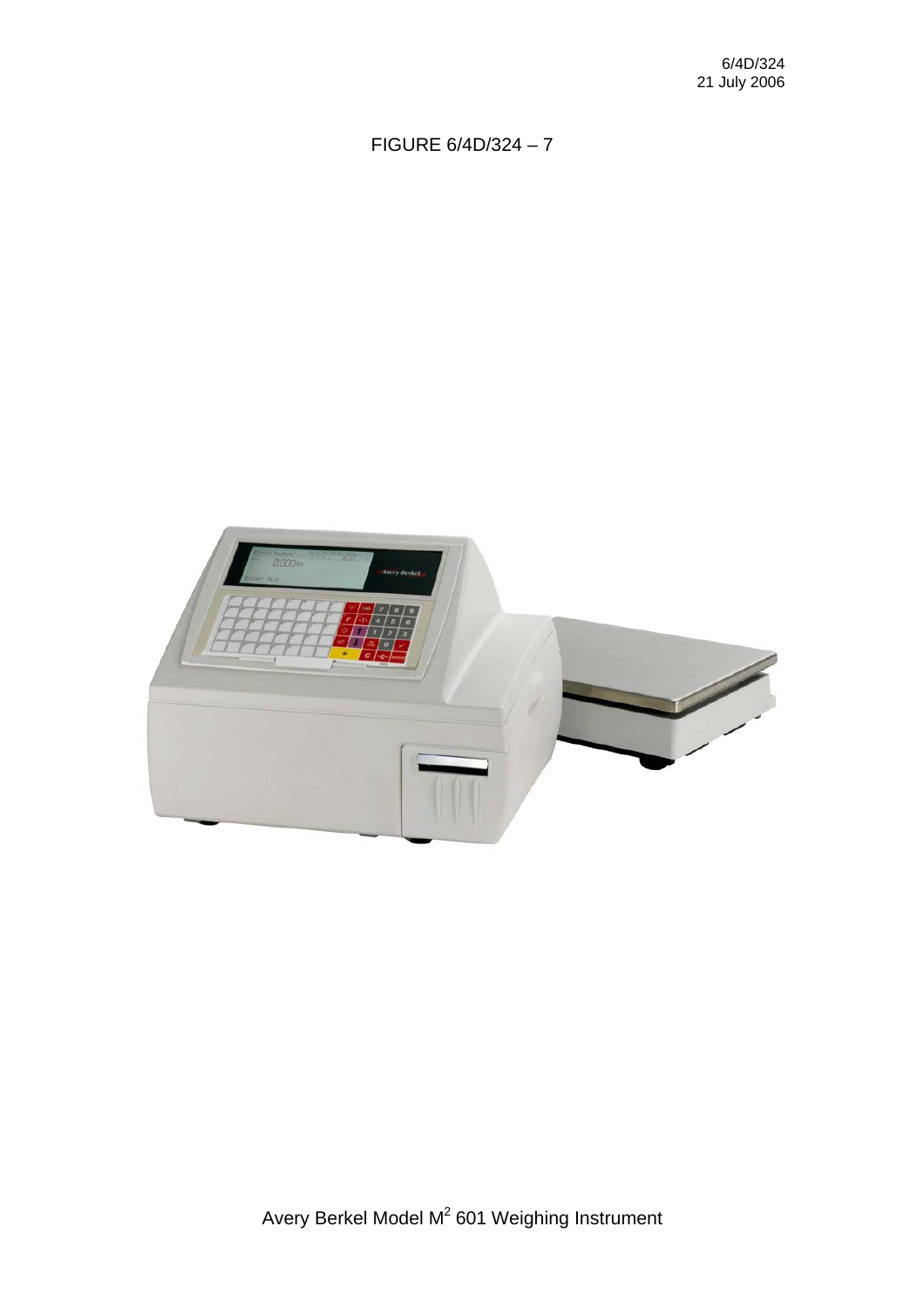FIGURE 6/4D/324 – 7

Avery Berkel Model $M^2$ 601 Weighing Instrument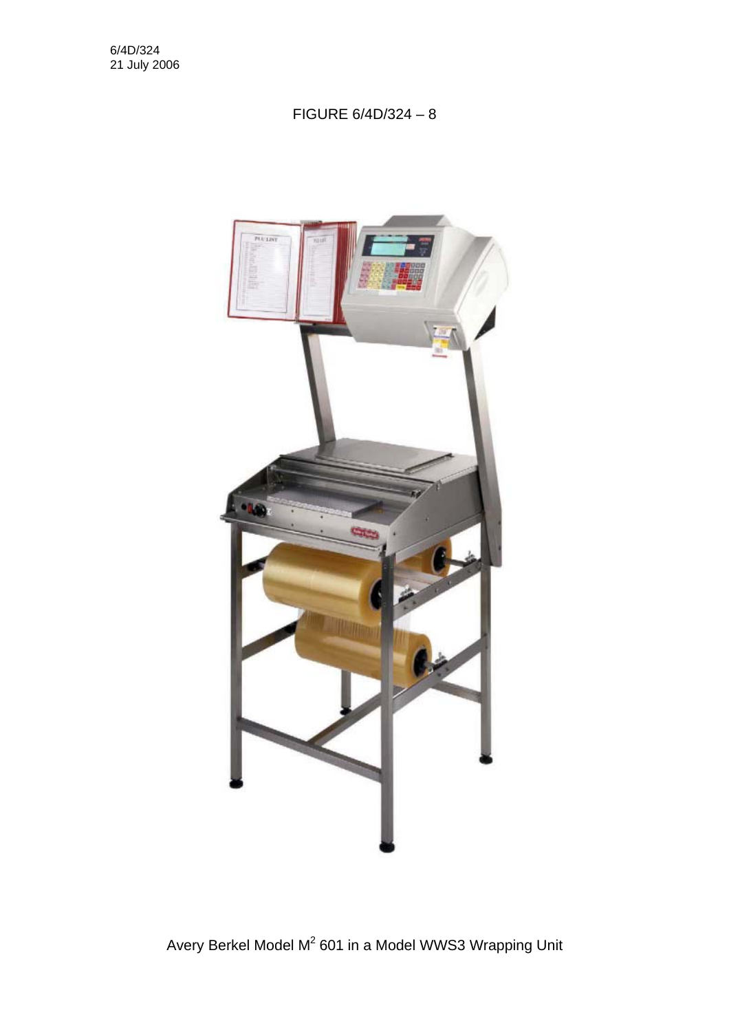6/4D/324
21 July 2006

FIGURE 6/4D/324 – 8

Avery Berkel Model $M^2$ 601 in a Model WWS3 Wrapping Unit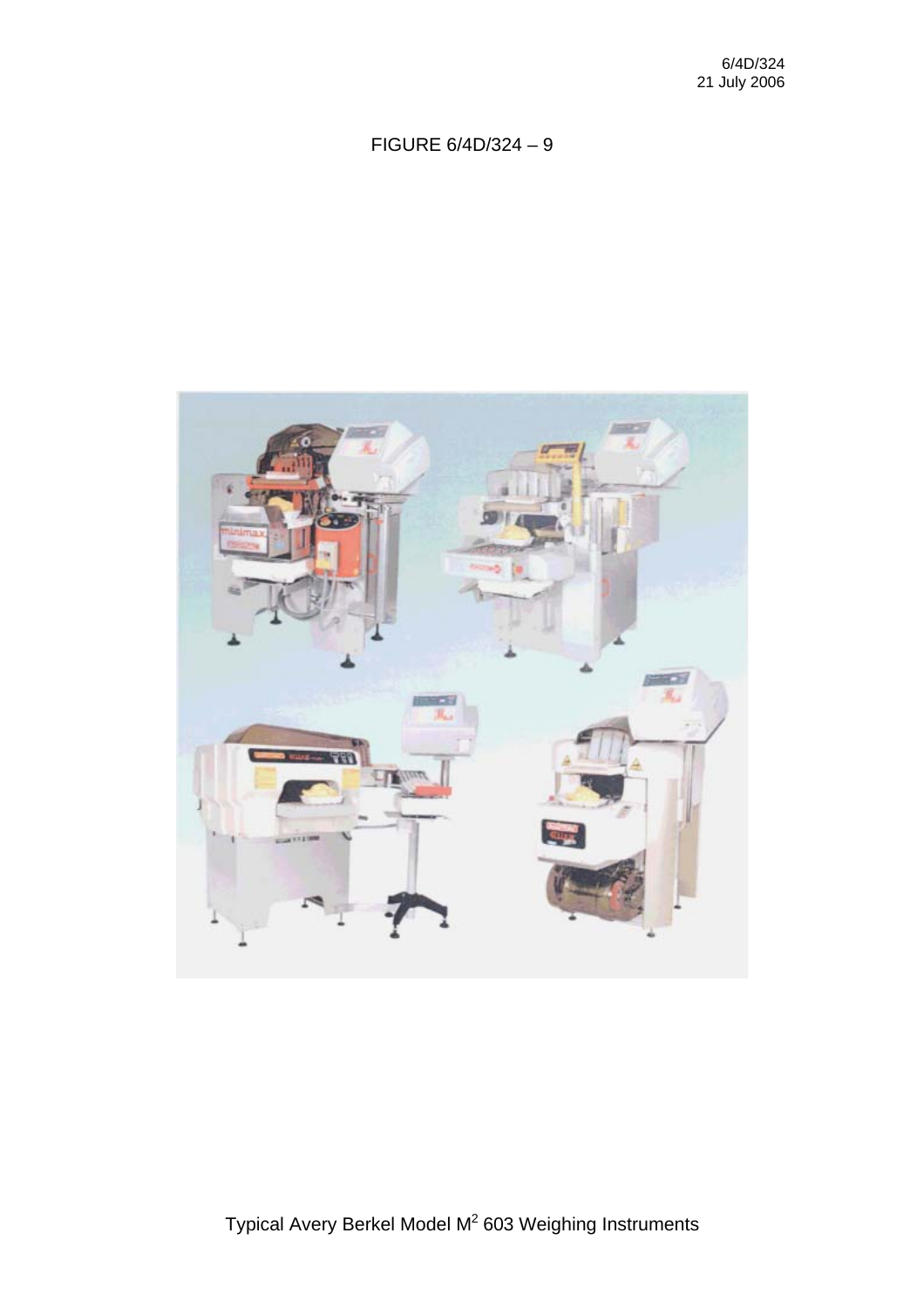FIGURE 6/4D/324 – 9

Typical Avery Berkel Model $M^2$ 603 Weighing Instruments